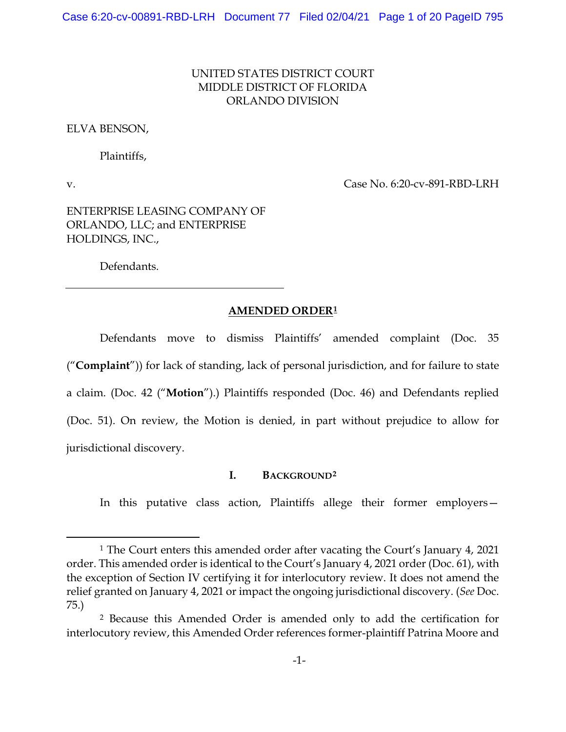UNITED STATES DISTRICT COURT
MIDDLE DISTRICT OF FLORIDA
ORLANDO DIVISION

ELVA BENSON,

Plaintiffs,

v. Case No. 6:20-cv-891-RBD-LRH

ENTERPRISE LEASING COMPANY OF ORLANDO, LLC; and ENTERPRISE HOLDINGS, INC.,

Defendants.

---

## AMENDED ORDER[1]

Defendants move to dismiss Plaintiffs' amended complaint (Doc. 35 ("**Complaint**")) for lack of standing, lack of personal jurisdiction, and for failure to state a claim. (Doc. 42 ("**Motion**").) Plaintiffs responded (Doc. 46) and Defendants replied (Doc. 51). On review, the Motion is denied, in part without prejudice to allow for jurisdictional discovery.

### I. BACKGROUND[2]

In this putative class action, Plaintiffs allege their former employers—

---

[1] The Court enters this amended order after vacating the Court's January 4, 2021 order. This amended order is identical to the Court's January 4, 2021 order (Doc. 61), with the exception of Section IV certifying it for interlocutory review. It does not amend the relief granted on January 4, 2021 or impact the ongoing jurisdictional discovery. (*See* Doc. 75.)

[2] Because this Amended Order is amended only to add the certification for interlocutory review, this Amended Order references former-plaintiff Patrina Moore and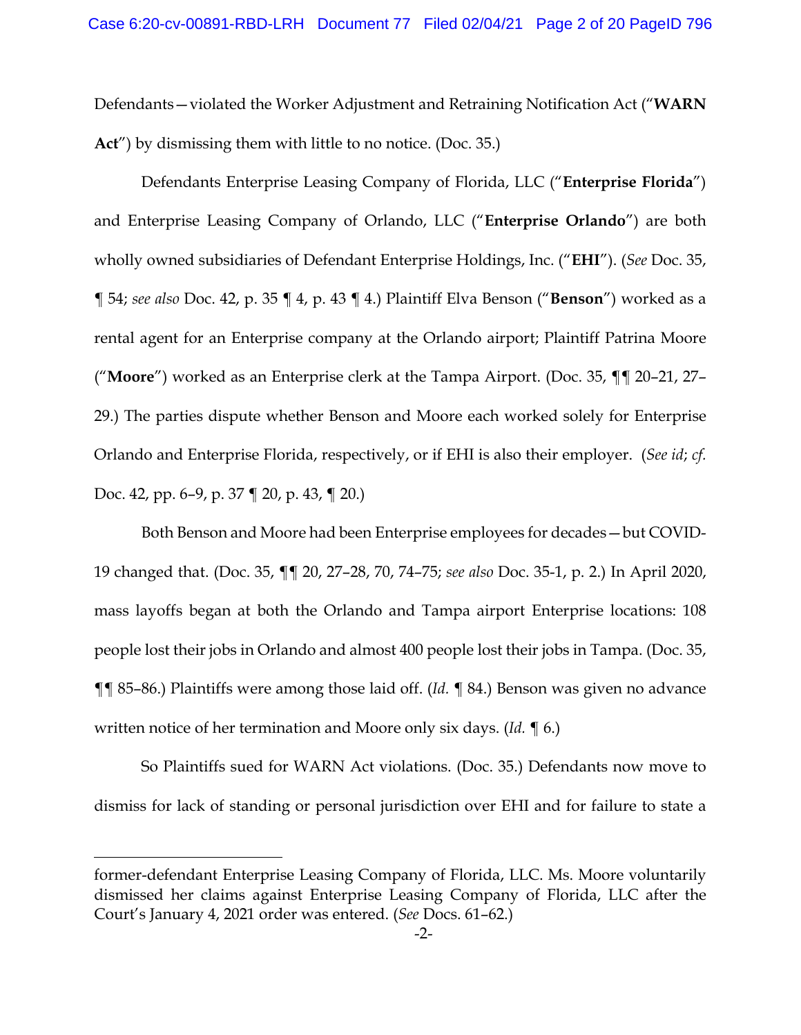Defendants—violated the Worker Adjustment and Retraining Notification Act ("**WARN Act**") by dismissing them with little to no notice. (Doc. 35.)

Defendants Enterprise Leasing Company of Florida, LLC ("**Enterprise Florida**") and Enterprise Leasing Company of Orlando, LLC ("**Enterprise Orlando**") are both wholly owned subsidiaries of Defendant Enterprise Holdings, Inc. ("**EHI**"). (*See* Doc. 35, ¶ 54; *see also* Doc. 42, p. 35 ¶ 4, p. 43 ¶ 4.) Plaintiff Elva Benson ("**Benson**") worked as a rental agent for an Enterprise company at the Orlando airport; Plaintiff Patrina Moore ("**Moore**") worked as an Enterprise clerk at the Tampa Airport. (Doc. 35, ¶¶ 20–21, 27–29.) The parties dispute whether Benson and Moore each worked solely for Enterprise Orlando and Enterprise Florida, respectively, or if EHI is also their employer. (*See id*; *cf.* Doc. 42, pp. 6–9, p. 37 ¶ 20, p. 43, ¶ 20.)

Both Benson and Moore had been Enterprise employees for decades—but COVID-19 changed that. (Doc. 35, ¶¶ 20, 27–28, 70, 74–75; *see also* Doc. 35-1, p. 2.) In April 2020, mass layoffs began at both the Orlando and Tampa airport Enterprise locations: 108 people lost their jobs in Orlando and almost 400 people lost their jobs in Tampa. (Doc. 35, ¶¶ 85–86.) Plaintiffs were among those laid off. (*Id.* ¶ 84.) Benson was given no advance written notice of her termination and Moore only six days. (*Id.* ¶ 6.)

So Plaintiffs sued for WARN Act violations. (Doc. 35.) Defendants now move to dismiss for lack of standing or personal jurisdiction over EHI and for failure to state a

---

former-defendant Enterprise Leasing Company of Florida, LLC. Ms. Moore voluntarily dismissed her claims against Enterprise Leasing Company of Florida, LLC after the Court's January 4, 2021 order was entered. (*See* Docs. 61–62.)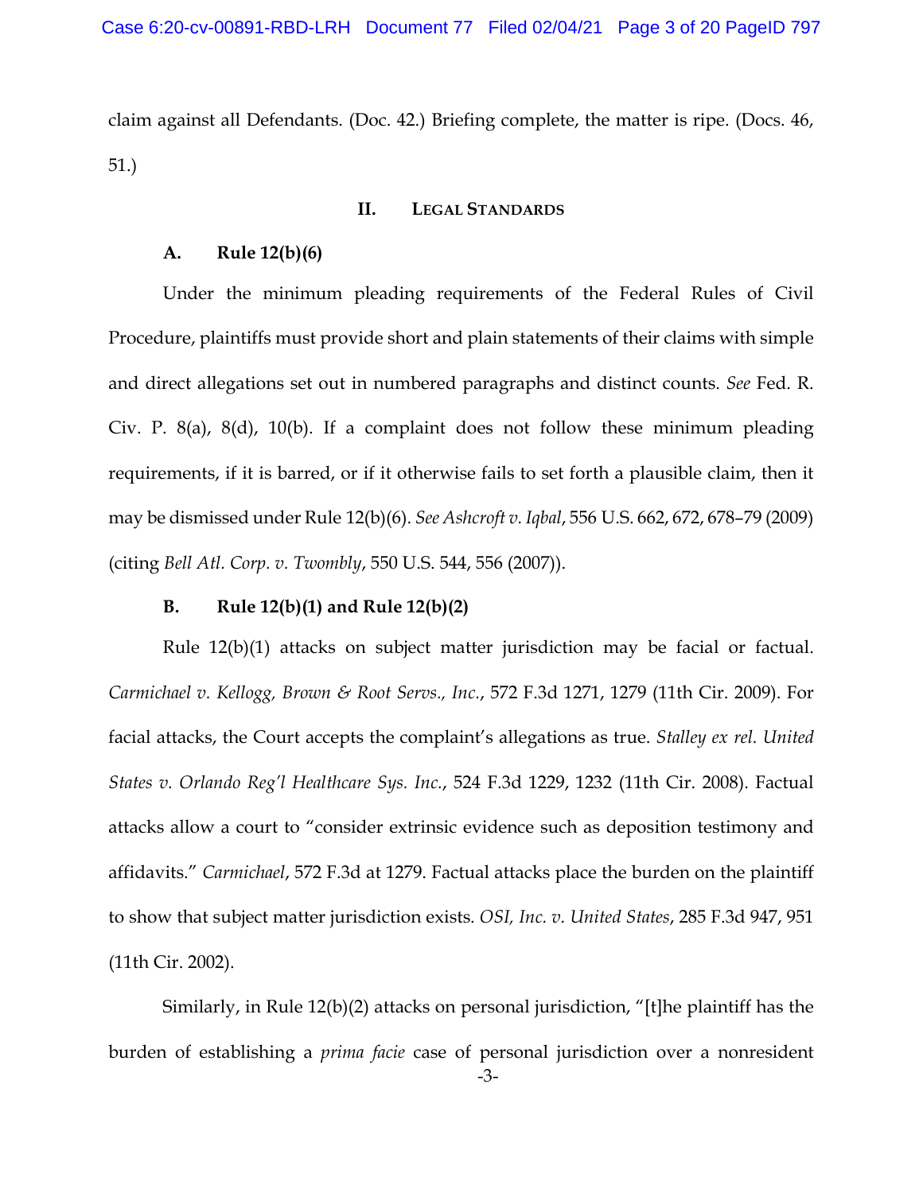claim against all Defendants. (Doc. 42.) Briefing complete, the matter is ripe. (Docs. 46, 51.)

## II. LEGAL STANDARDS

### A. Rule 12(b)(6)

Under the minimum pleading requirements of the Federal Rules of Civil Procedure, plaintiffs must provide short and plain statements of their claims with simple and direct allegations set out in numbered paragraphs and distinct counts. *See* Fed. R. Civ. P. 8(a), 8(d), 10(b). If a complaint does not follow these minimum pleading requirements, if it is barred, or if it otherwise fails to set forth a plausible claim, then it may be dismissed under Rule 12(b)(6). *See Ashcroft v. Iqbal*, 556 U.S. 662, 672, 678–79 (2009) (citing *Bell Atl. Corp. v. Twombly*, 550 U.S. 544, 556 (2007)).

### B. Rule 12(b)(1) and Rule 12(b)(2)

Rule 12(b)(1) attacks on subject matter jurisdiction may be facial or factual. *Carmichael v. Kellogg, Brown & Root Servs., Inc.*, 572 F.3d 1271, 1279 (11th Cir. 2009). For facial attacks, the Court accepts the complaint's allegations as true. *Stalley ex rel. United States v. Orlando Reg'l Healthcare Sys. Inc.*, 524 F.3d 1229, 1232 (11th Cir. 2008). Factual attacks allow a court to "consider extrinsic evidence such as deposition testimony and affidavits." *Carmichael*, 572 F.3d at 1279. Factual attacks place the burden on the plaintiff to show that subject matter jurisdiction exists. *OSI, Inc. v. United States*, 285 F.3d 947, 951 (11th Cir. 2002).

Similarly, in Rule 12(b)(2) attacks on personal jurisdiction, "[t]he plaintiff has the burden of establishing a *prima facie* case of personal jurisdiction over a nonresident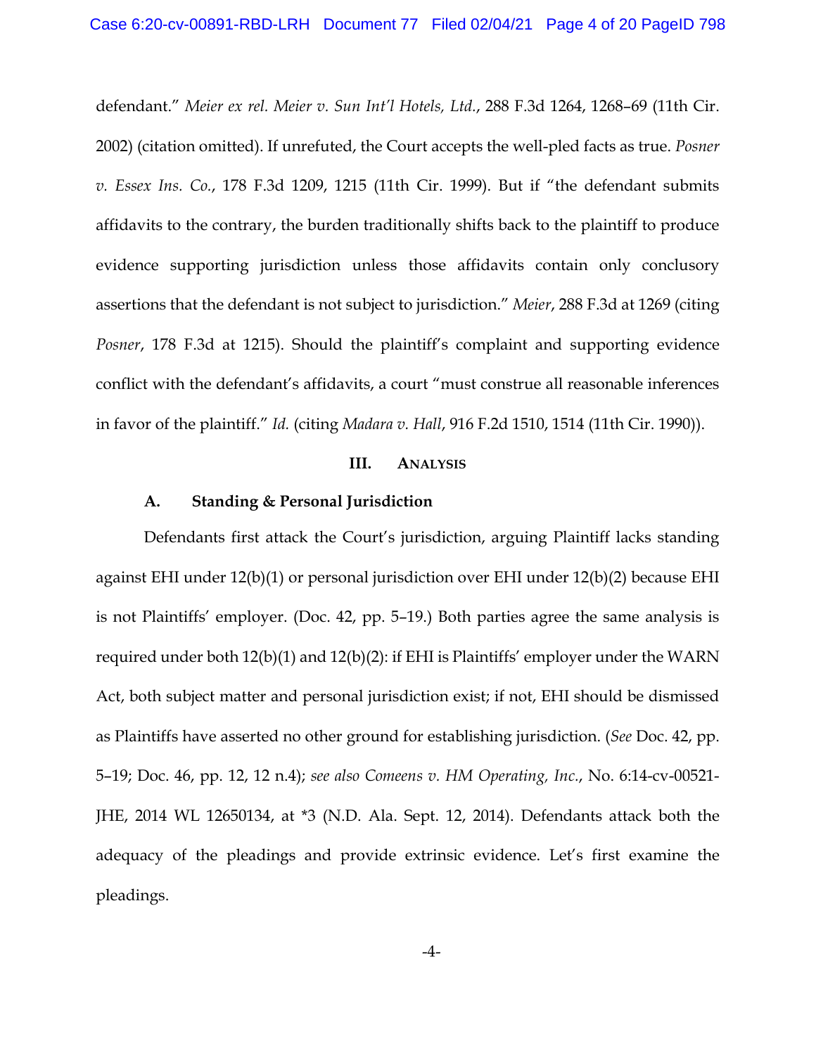defendant." *Meier ex rel. Meier v. Sun Int'l Hotels, Ltd.*, 288 F.3d 1264, 1268–69 (11th Cir. 2002) (citation omitted). If unrefuted, the Court accepts the well-pled facts as true. *Posner v. Essex Ins. Co.*, 178 F.3d 1209, 1215 (11th Cir. 1999). But if "the defendant submits affidavits to the contrary, the burden traditionally shifts back to the plaintiff to produce evidence supporting jurisdiction unless those affidavits contain only conclusory assertions that the defendant is not subject to jurisdiction." *Meier*, 288 F.3d at 1269 (citing *Posner*, 178 F.3d at 1215). Should the plaintiff's complaint and supporting evidence conflict with the defendant's affidavits, a court "must construe all reasonable inferences in favor of the plaintiff." *Id.* (citing *Madara v. Hall*, 916 F.2d 1510, 1514 (11th Cir. 1990)).

## III. ANALYSIS

### A. Standing & Personal Jurisdiction

Defendants first attack the Court's jurisdiction, arguing Plaintiff lacks standing against EHI under 12(b)(1) or personal jurisdiction over EHI under 12(b)(2) because EHI is not Plaintiffs' employer. (Doc. 42, pp. 5–19.) Both parties agree the same analysis is required under both 12(b)(1) and 12(b)(2): if EHI is Plaintiffs' employer under the WARN Act, both subject matter and personal jurisdiction exist; if not, EHI should be dismissed as Plaintiffs have asserted no other ground for establishing jurisdiction. (*See* Doc. 42, pp. 5–19; Doc. 46, pp. 12, 12 n.4); *see also Comeens v. HM Operating, Inc.*, No. 6:14-cv-00521-JHE, 2014 WL 12650134, at *3 (N.D. Ala. Sept. 12, 2014). Defendants attack both the adequacy of the pleadings and provide extrinsic evidence. Let's first examine the pleadings.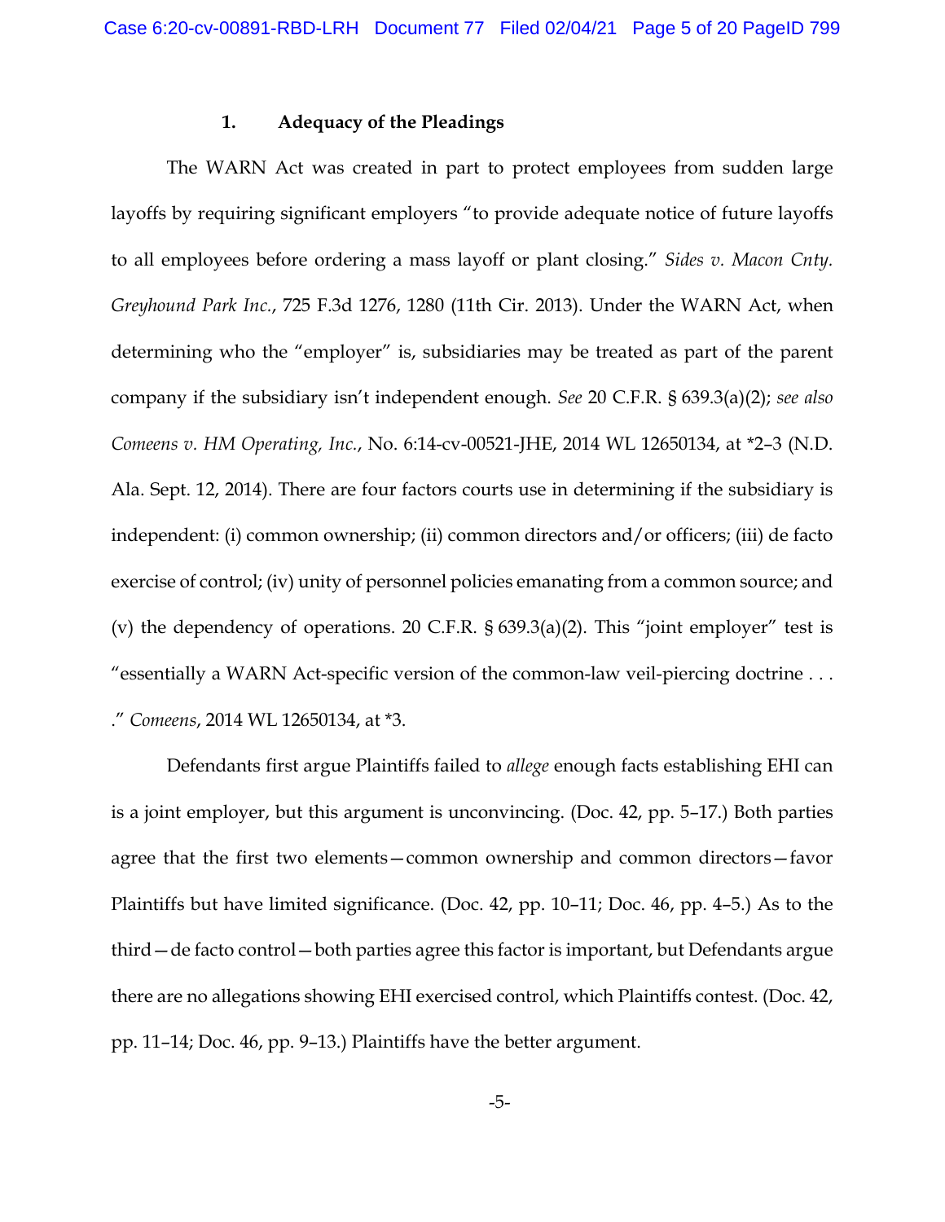### 1. Adequacy of the Pleadings

The WARN Act was created in part to protect employees from sudden large layoffs by requiring significant employers "to provide adequate notice of future layoffs to all employees before ordering a mass layoff or plant closing." *Sides v. Macon Cnty. Greyhound Park Inc.*, 725 F.3d 1276, 1280 (11th Cir. 2013). Under the WARN Act, when determining who the "employer" is, subsidiaries may be treated as part of the parent company if the subsidiary isn't independent enough. *See* 20 C.F.R. § 639.3(a)(2); *see also Comeens v. HM Operating, Inc.*, No. 6:14-cv-00521-JHE, 2014 WL 12650134, at *2–3 (N.D. Ala. Sept. 12, 2014). There are four factors courts use in determining if the subsidiary is independent: (i) common ownership; (ii) common directors and/or officers; (iii) de facto exercise of control; (iv) unity of personnel policies emanating from a common source; and (v) the dependency of operations. 20 C.F.R. § 639.3(a)(2). This "joint employer" test is "essentially a WARN Act-specific version of the common-law veil-piercing doctrine . . . ." *Comeens*, 2014 WL 12650134, at *3.

Defendants first argue Plaintiffs failed to *allege* enough facts establishing EHI can is a joint employer, but this argument is unconvincing. (Doc. 42, pp. 5–17.) Both parties agree that the first two elements—common ownership and common directors—favor Plaintiffs but have limited significance. (Doc. 42, pp. 10–11; Doc. 46, pp. 4–5.) As to the third—de facto control—both parties agree this factor is important, but Defendants argue there are no allegations showing EHI exercised control, which Plaintiffs contest. (Doc. 42, pp. 11–14; Doc. 46, pp. 9–13.) Plaintiffs have the better argument.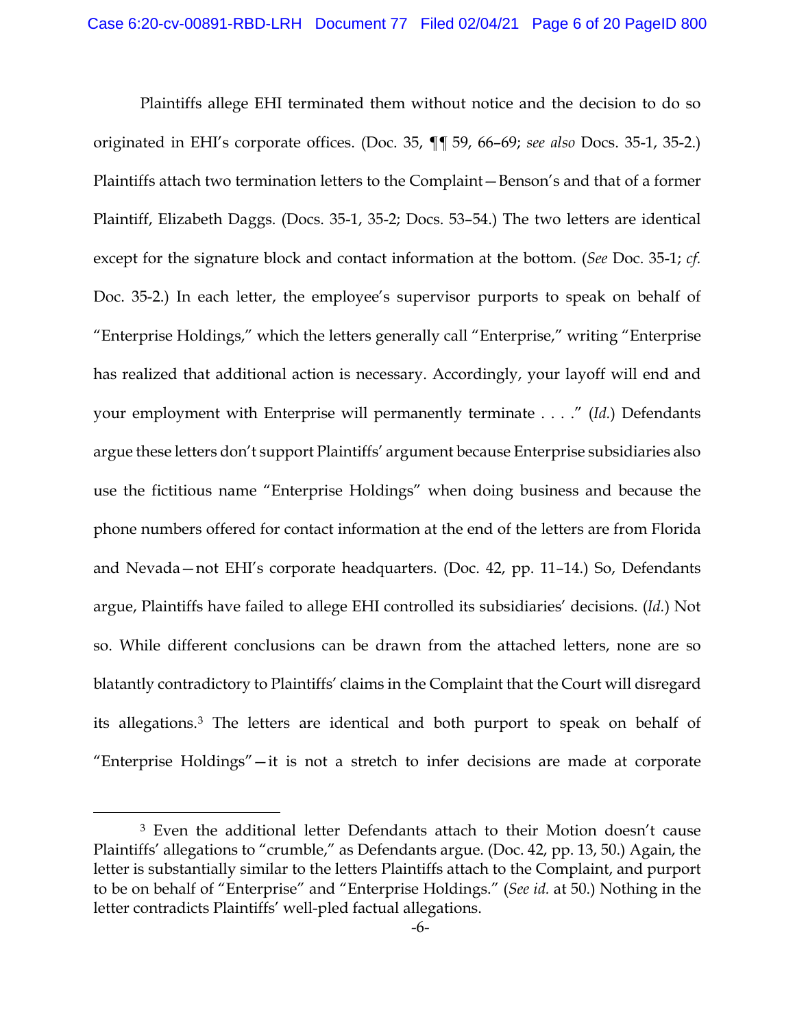Plaintiffs allege EHI terminated them without notice and the decision to do so originated in EHI's corporate offices. (Doc. 35, ¶¶ 59, 66–69; *see also* Docs. 35-1, 35-2.) Plaintiffs attach two termination letters to the Complaint—Benson's and that of a former Plaintiff, Elizabeth Daggs. (Docs. 35-1, 35-2; Docs. 53–54.) The two letters are identical except for the signature block and contact information at the bottom. (*See* Doc. 35-1; *cf.* Doc. 35-2.) In each letter, the employee's supervisor purports to speak on behalf of "Enterprise Holdings," which the letters generally call "Enterprise," writing "Enterprise has realized that additional action is necessary. Accordingly, your layoff will end and your employment with Enterprise will permanently terminate . . . ." (*Id.*) Defendants argue these letters don't support Plaintiffs' argument because Enterprise subsidiaries also use the fictitious name "Enterprise Holdings" when doing business and because the phone numbers offered for contact information at the end of the letters are from Florida and Nevada—not EHI's corporate headquarters. (Doc. 42, pp. 11–14.) So, Defendants argue, Plaintiffs have failed to allege EHI controlled its subsidiaries' decisions. (*Id.*) Not so. While different conclusions can be drawn from the attached letters, none are so blatantly contradictory to Plaintiffs' claims in the Complaint that the Court will disregard its allegations.[3] The letters are identical and both purport to speak on behalf of "Enterprise Holdings"—it is not a stretch to infer decisions are made at corporate

[3] Even the additional letter Defendants attach to their Motion doesn't cause Plaintiffs' allegations to "crumble," as Defendants argue. (Doc. 42, pp. 13, 50.) Again, the letter is substantially similar to the letters Plaintiffs attach to the Complaint, and purport to be on behalf of "Enterprise" and "Enterprise Holdings." (*See id.* at 50.) Nothing in the letter contradicts Plaintiffs' well-pled factual allegations.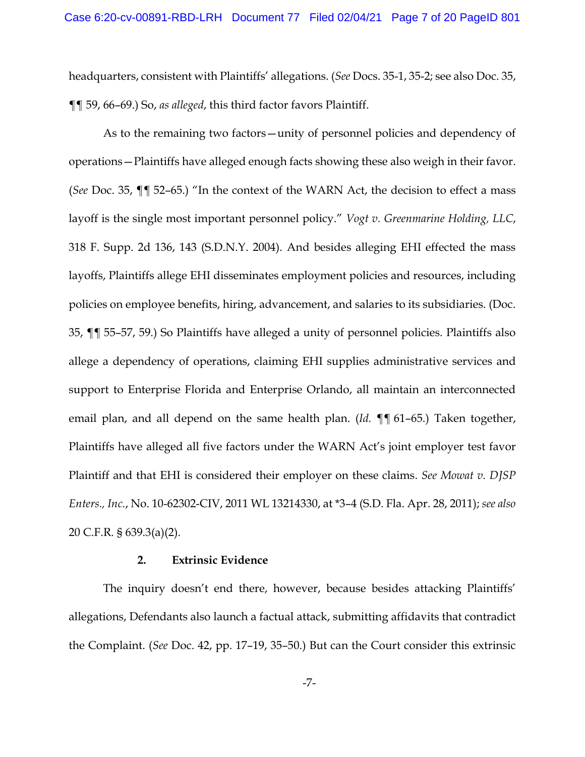headquarters, consistent with Plaintiffs' allegations. (*See* Docs. 35-1, 35-2; see also Doc. 35, ¶¶ 59, 66–69.) So, *as alleged*, this third factor favors Plaintiff.

As to the remaining two factors—unity of personnel policies and dependency of operations—Plaintiffs have alleged enough facts showing these also weigh in their favor. (*See* Doc. 35, ¶¶ 52–65.) "In the context of the WARN Act, the decision to effect a mass layoff is the single most important personnel policy." *Vogt v. Greenmarine Holding, LLC*, 318 F. Supp. 2d 136, 143 (S.D.N.Y. 2004). And besides alleging EHI effected the mass layoffs, Plaintiffs allege EHI disseminates employment policies and resources, including policies on employee benefits, hiring, advancement, and salaries to its subsidiaries. (Doc. 35, ¶¶ 55–57, 59.) So Plaintiffs have alleged a unity of personnel policies. Plaintiffs also allege a dependency of operations, claiming EHI supplies administrative services and support to Enterprise Florida and Enterprise Orlando, all maintain an interconnected email plan, and all depend on the same health plan. (*Id.* ¶¶ 61–65.) Taken together, Plaintiffs have alleged all five factors under the WARN Act's joint employer test favor Plaintiff and that EHI is considered their employer on these claims. *See Mowat v. DJSP Enters., Inc.*, No. 10-62302-CIV, 2011 WL 13214330, at *3–4 (S.D. Fla. Apr. 28, 2011); *see also* 20 C.F.R. § 639.3(a)(2).

### 2. Extrinsic Evidence

The inquiry doesn't end there, however, because besides attacking Plaintiffs' allegations, Defendants also launch a factual attack, submitting affidavits that contradict the Complaint. (*See* Doc. 42, pp. 17–19, 35–50.) But can the Court consider this extrinsic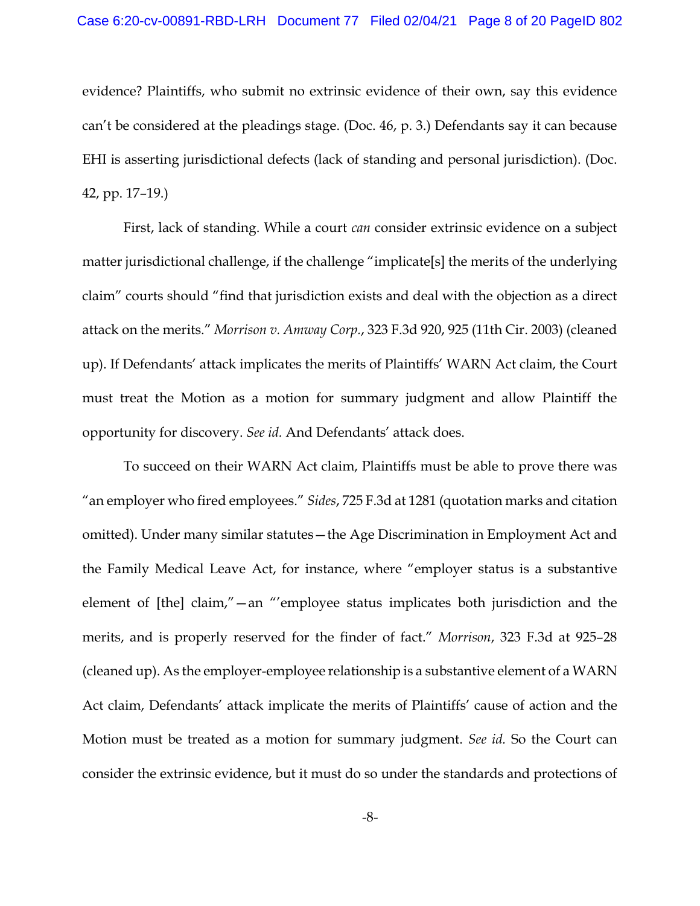evidence? Plaintiffs, who submit no extrinsic evidence of their own, say this evidence can't be considered at the pleadings stage. (Doc. 46, p. 3.) Defendants say it can because EHI is asserting jurisdictional defects (lack of standing and personal jurisdiction). (Doc. 42, pp. 17–19.)

First, lack of standing. While a court *can* consider extrinsic evidence on a subject matter jurisdictional challenge, if the challenge "implicate[s] the merits of the underlying claim" courts should "find that jurisdiction exists and deal with the objection as a direct attack on the merits." *Morrison v. Amway Corp.*, 323 F.3d 920, 925 (11th Cir. 2003) (cleaned up). If Defendants' attack implicates the merits of Plaintiffs' WARN Act claim, the Court must treat the Motion as a motion for summary judgment and allow Plaintiff the opportunity for discovery. *See id.* And Defendants' attack does.

To succeed on their WARN Act claim, Plaintiffs must be able to prove there was "an employer who fired employees." *Sides*, 725 F.3d at 1281 (quotation marks and citation omitted). Under many similar statutes—the Age Discrimination in Employment Act and the Family Medical Leave Act, for instance, where "employer status is a substantive element of [the] claim,"—an "'employee status implicates both jurisdiction and the merits, and is properly reserved for the finder of fact." *Morrison*, 323 F.3d at 925–28 (cleaned up). As the employer-employee relationship is a substantive element of a WARN Act claim, Defendants' attack implicate the merits of Plaintiffs' cause of action and the Motion must be treated as a motion for summary judgment. *See id.* So the Court can consider the extrinsic evidence, but it must do so under the standards and protections of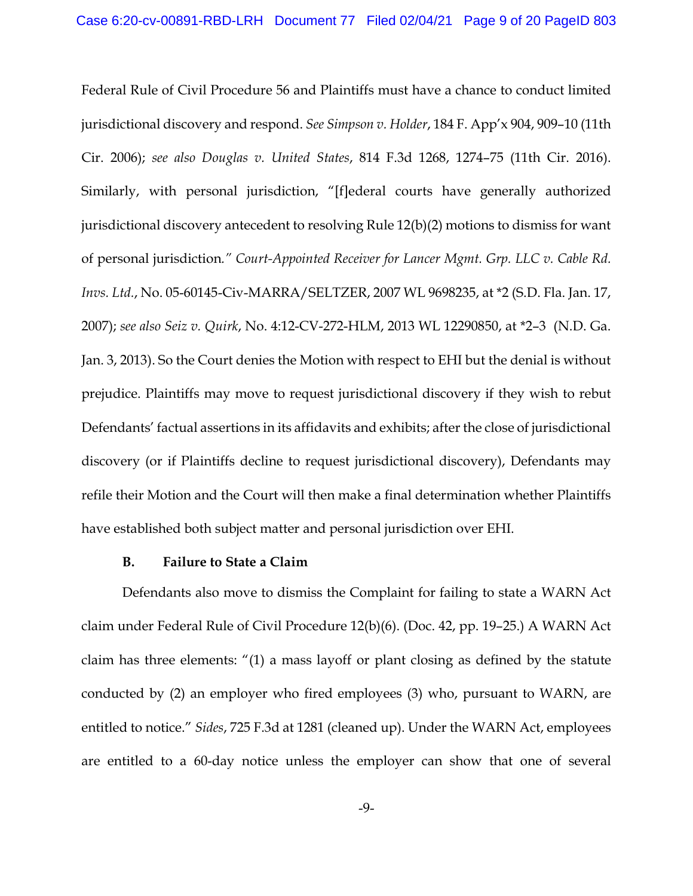Federal Rule of Civil Procedure 56 and Plaintiffs must have a chance to conduct limited jurisdictional discovery and respond. *See Simpson v. Holder*, 184 F. App'x 904, 909–10 (11th Cir. 2006); *see also Douglas v. United States*, 814 F.3d 1268, 1274–75 (11th Cir. 2016). Similarly, with personal jurisdiction, "[f]ederal courts have generally authorized jurisdictional discovery antecedent to resolving Rule 12(b)(2) motions to dismiss for want of personal jurisdiction*." Court-Appointed Receiver for Lancer Mgmt. Grp. LLC v. Cable Rd. Invs. Ltd.*, No. 05-60145-Civ-MARRA/SELTZER, 2007 WL 9698235, at *2 (S.D. Fla. Jan. 17, 2007); *see also Seiz v. Quirk*, No. 4:12-CV-272-HLM, 2013 WL 12290850, at *2–3 (N.D. Ga. Jan. 3, 2013). So the Court denies the Motion with respect to EHI but the denial is without prejudice. Plaintiffs may move to request jurisdictional discovery if they wish to rebut Defendants' factual assertions in its affidavits and exhibits; after the close of jurisdictional discovery (or if Plaintiffs decline to request jurisdictional discovery), Defendants may refile their Motion and the Court will then make a final determination whether Plaintiffs have established both subject matter and personal jurisdiction over EHI.

### B. Failure to State a Claim

Defendants also move to dismiss the Complaint for failing to state a WARN Act claim under Federal Rule of Civil Procedure 12(b)(6). (Doc. 42, pp. 19–25.) A WARN Act claim has three elements: "(1) a mass layoff or plant closing as defined by the statute conducted by (2) an employer who fired employees (3) who, pursuant to WARN, are entitled to notice." *Sides*, 725 F.3d at 1281 (cleaned up). Under the WARN Act, employees are entitled to a 60-day notice unless the employer can show that one of several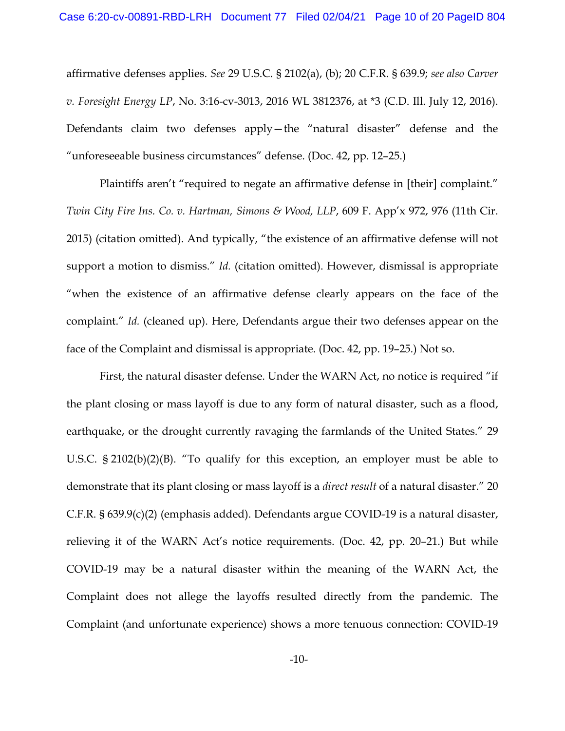affirmative defenses applies. *See* 29 U.S.C. § 2102(a), (b); 20 C.F.R. § 639.9; *see also Carver v. Foresight Energy LP*, No. 3:16-cv-3013, 2016 WL 3812376, at *3 (C.D. Ill. July 12, 2016). Defendants claim two defenses apply—the "natural disaster" defense and the "unforeseeable business circumstances" defense. (Doc. 42, pp. 12–25.)

Plaintiffs aren't "required to negate an affirmative defense in [their] complaint." *Twin City Fire Ins. Co. v. Hartman, Simons & Wood, LLP*, 609 F. App'x 972, 976 (11th Cir. 2015) (citation omitted). And typically, "the existence of an affirmative defense will not support a motion to dismiss." *Id.* (citation omitted). However, dismissal is appropriate "when the existence of an affirmative defense clearly appears on the face of the complaint." *Id.* (cleaned up). Here, Defendants argue their two defenses appear on the face of the Complaint and dismissal is appropriate. (Doc. 42, pp. 19–25.) Not so.

First, the natural disaster defense. Under the WARN Act, no notice is required "if the plant closing or mass layoff is due to any form of natural disaster, such as a flood, earthquake, or the drought currently ravaging the farmlands of the United States." 29 U.S.C. § 2102(b)(2)(B). "To qualify for this exception, an employer must be able to demonstrate that its plant closing or mass layoff is a *direct result* of a natural disaster." 20 C.F.R. § 639.9(c)(2) (emphasis added). Defendants argue COVID-19 is a natural disaster, relieving it of the WARN Act's notice requirements. (Doc. 42, pp. 20–21.) But while COVID-19 may be a natural disaster within the meaning of the WARN Act, the Complaint does not allege the layoffs resulted directly from the pandemic. The Complaint (and unfortunate experience) shows a more tenuous connection: COVID-19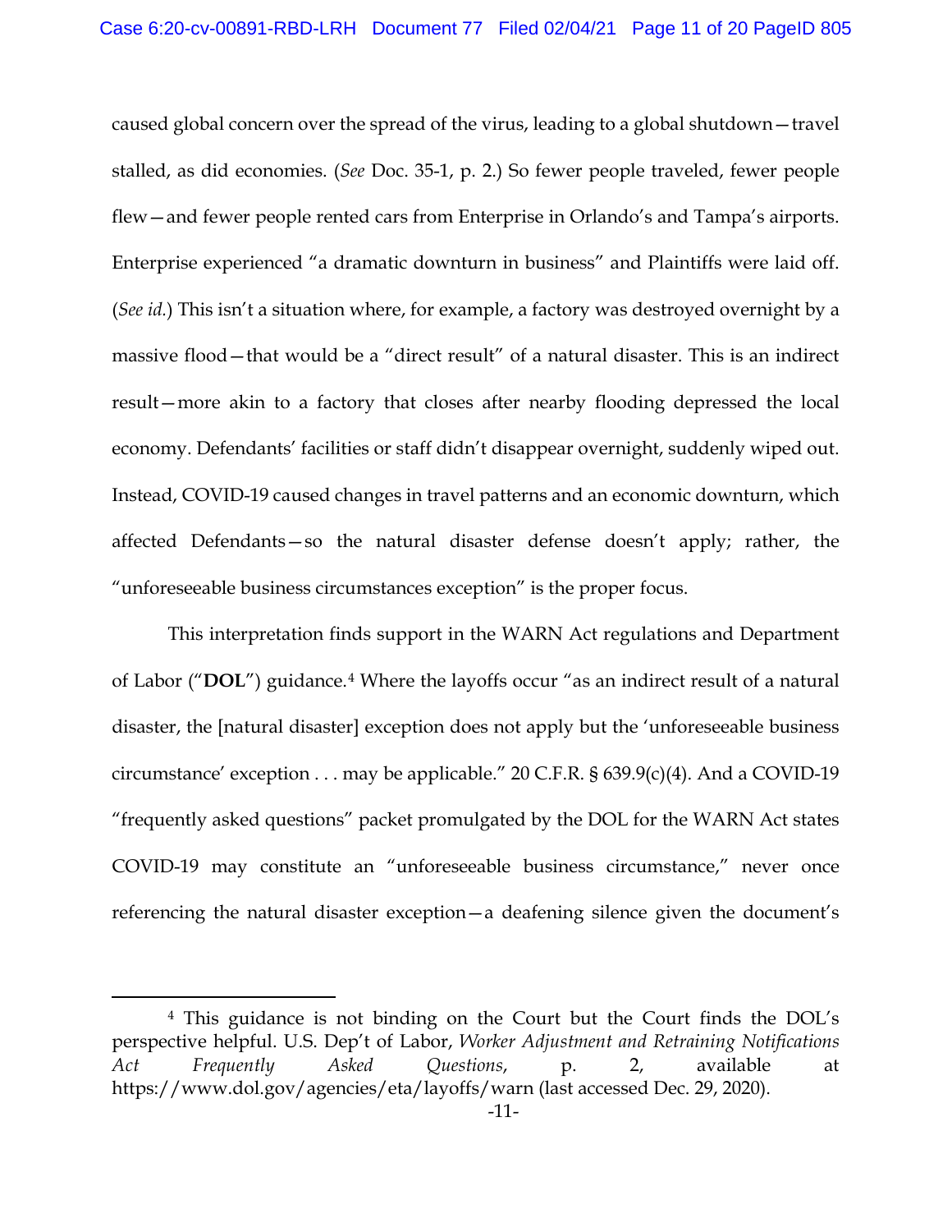caused global concern over the spread of the virus, leading to a global shutdown—travel stalled, as did economies. (*See* Doc. 35-1, p. 2.) So fewer people traveled, fewer people flew—and fewer people rented cars from Enterprise in Orlando's and Tampa's airports. Enterprise experienced "a dramatic downturn in business" and Plaintiffs were laid off. (*See id.*) This isn't a situation where, for example, a factory was destroyed overnight by a massive flood—that would be a "direct result" of a natural disaster. This is an indirect result—more akin to a factory that closes after nearby flooding depressed the local economy. Defendants' facilities or staff didn't disappear overnight, suddenly wiped out. Instead, COVID-19 caused changes in travel patterns and an economic downturn, which affected Defendants—so the natural disaster defense doesn't apply; rather, the "unforeseeable business circumstances exception" is the proper focus.

This interpretation finds support in the WARN Act regulations and Department of Labor ("**DOL**") guidance.[4] Where the layoffs occur "as an indirect result of a natural disaster, the [natural disaster] exception does not apply but the 'unforeseeable business circumstance' exception . . . may be applicable." 20 C.F.R. § 639.9(c)(4). And a COVID-19 "frequently asked questions" packet promulgated by the DOL for the WARN Act states COVID-19 may constitute an "unforeseeable business circumstance," never once referencing the natural disaster exception—a deafening silence given the document's

---

[4] This guidance is not binding on the Court but the Court finds the DOL's perspective helpful. U.S. Dep't of Labor, *Worker Adjustment and Retraining Notifications Act Frequently Asked Questions*, p. 2, available at https://www.dol.gov/agencies/eta/layoffs/warn (last accessed Dec. 29, 2020).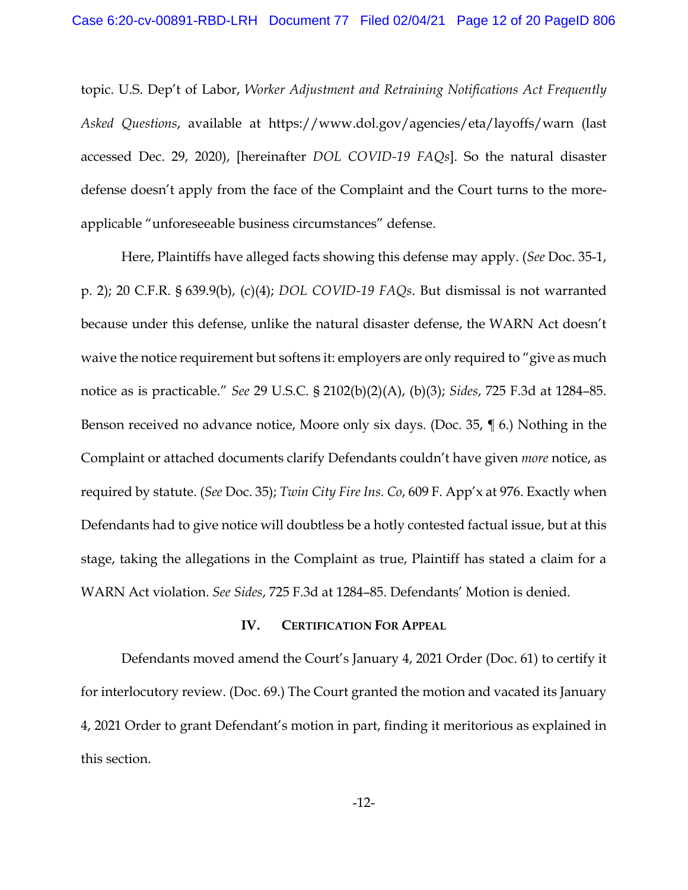topic. U.S. Dep't of Labor, *Worker Adjustment and Retraining Notifications Act Frequently Asked Questions*, available at https://www.dol.gov/agencies/eta/layoffs/warn (last accessed Dec. 29, 2020), [hereinafter *DOL COVID-19 FAQs*]. So the natural disaster defense doesn't apply from the face of the Complaint and the Court turns to the more-applicable "unforeseeable business circumstances" defense.

Here, Plaintiffs have alleged facts showing this defense may apply. (*See* Doc. 35-1, p. 2); 20 C.F.R. § 639.9(b), (c)(4); *DOL COVID-19 FAQs*. But dismissal is not warranted because under this defense, unlike the natural disaster defense, the WARN Act doesn't waive the notice requirement but softens it: employers are only required to "give as much notice as is practicable." *See* 29 U.S.C. § 2102(b)(2)(A), (b)(3); *Sides*, 725 F.3d at 1284–85. Benson received no advance notice, Moore only six days. (Doc. 35, ¶ 6.) Nothing in the Complaint or attached documents clarify Defendants couldn't have given *more* notice, as required by statute. (*See* Doc. 35); *Twin City Fire Ins. Co*, 609 F. App'x at 976. Exactly when Defendants had to give notice will doubtless be a hotly contested factual issue, but at this stage, taking the allegations in the Complaint as true, Plaintiff has stated a claim for a WARN Act violation. *See Sides*, 725 F.3d at 1284–85. Defendants' Motion is denied.

## IV. Certification For Appeal

Defendants moved amend the Court's January 4, 2021 Order (Doc. 61) to certify it for interlocutory review. (Doc. 69.) The Court granted the motion and vacated its January 4, 2021 Order to grant Defendant's motion in part, finding it meritorious as explained in this section.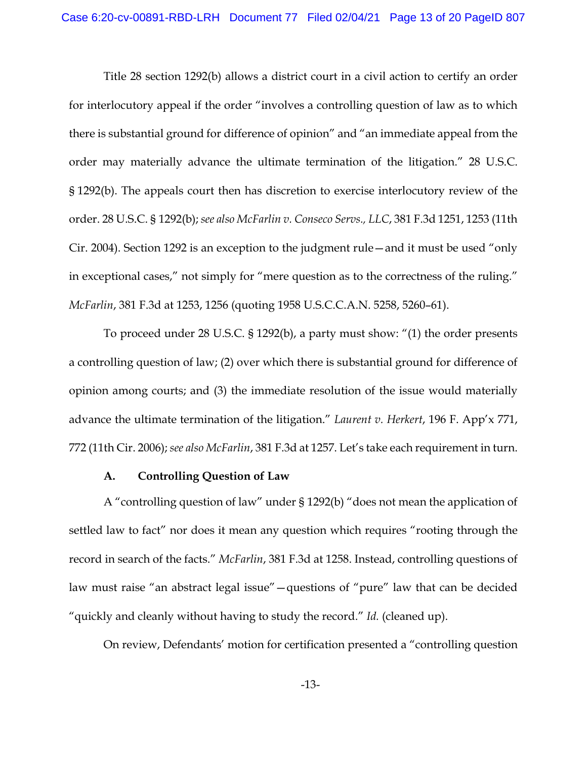Title 28 section 1292(b) allows a district court in a civil action to certify an order for interlocutory appeal if the order "involves a controlling question of law as to which there is substantial ground for difference of opinion" and "an immediate appeal from the order may materially advance the ultimate termination of the litigation." 28 U.S.C. § 1292(b). The appeals court then has discretion to exercise interlocutory review of the order. 28 U.S.C. § 1292(b); *see also McFarlin v. Conseco Servs., LLC*, 381 F.3d 1251, 1253 (11th Cir. 2004). Section 1292 is an exception to the judgment rule—and it must be used "only in exceptional cases," not simply for "mere question as to the correctness of the ruling." *McFarlin*, 381 F.3d at 1253, 1256 (quoting 1958 U.S.C.C.A.N. 5258, 5260–61).

To proceed under 28 U.S.C. § 1292(b), a party must show: "(1) the order presents a controlling question of law; (2) over which there is substantial ground for difference of opinion among courts; and (3) the immediate resolution of the issue would materially advance the ultimate termination of the litigation." *Laurent v. Herkert*, 196 F. App'x 771, 772 (11th Cir. 2006); *see also McFarlin*, 381 F.3d at 1257. Let's take each requirement in turn.

**A. Controlling Question of Law**

A "controlling question of law" under § 1292(b) "does not mean the application of settled law to fact" nor does it mean any question which requires "rooting through the record in search of the facts." *McFarlin*, 381 F.3d at 1258. Instead, controlling questions of law must raise "an abstract legal issue"—questions of "pure" law that can be decided "quickly and cleanly without having to study the record." *Id.* (cleaned up).

On review, Defendants' motion for certification presented a "controlling question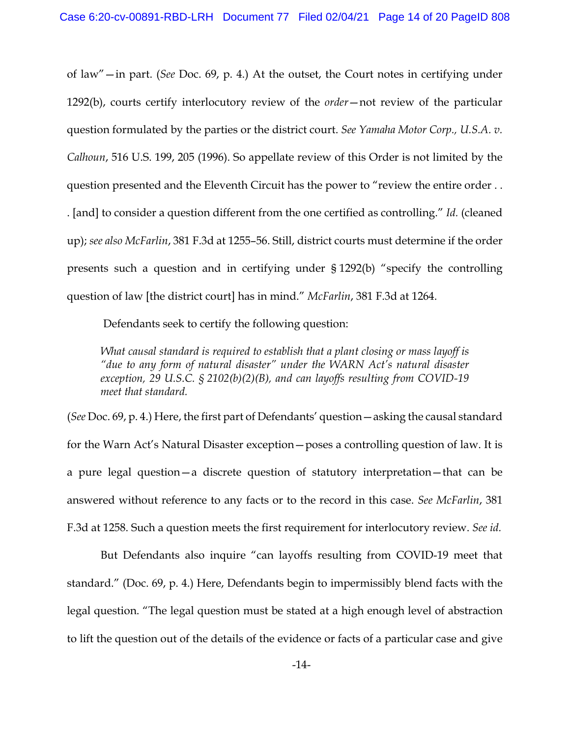of law"—in part. (*See* Doc. 69, p. 4.) At the outset, the Court notes in certifying under 1292(b), courts certify interlocutory review of the *order*—not review of the particular question formulated by the parties or the district court. *See Yamaha Motor Corp., U.S.A. v. Calhoun*, 516 U.S. 199, 205 (1996). So appellate review of this Order is not limited by the question presented and the Eleventh Circuit has the power to "review the entire order . . . [and] to consider a question different from the one certified as controlling." *Id.* (cleaned up); *see also McFarlin*, 381 F.3d at 1255–56. Still, district courts must determine if the order presents such a question and in certifying under § 1292(b) "specify the controlling question of law [the district court] has in mind." *McFarlin*, 381 F.3d at 1264.

Defendants seek to certify the following question:

> *What causal standard is required to establish that a plant closing or mass layoff is "due to any form of natural disaster" under the WARN Act's natural disaster exception, 29 U.S.C. § 2102(b)(2)(B), and can layoffs resulting from COVID-19 meet that standard.*

(*See* Doc. 69, p. 4.) Here, the first part of Defendants' question—asking the causal standard for the Warn Act's Natural Disaster exception—poses a controlling question of law. It is a pure legal question—a discrete question of statutory interpretation—that can be answered without reference to any facts or to the record in this case. *See McFarlin*, 381 F.3d at 1258. Such a question meets the first requirement for interlocutory review. *See id.*

But Defendants also inquire "can layoffs resulting from COVID-19 meet that standard." (Doc. 69, p. 4.) Here, Defendants begin to impermissibly blend facts with the legal question. "The legal question must be stated at a high enough level of abstraction to lift the question out of the details of the evidence or facts of a particular case and give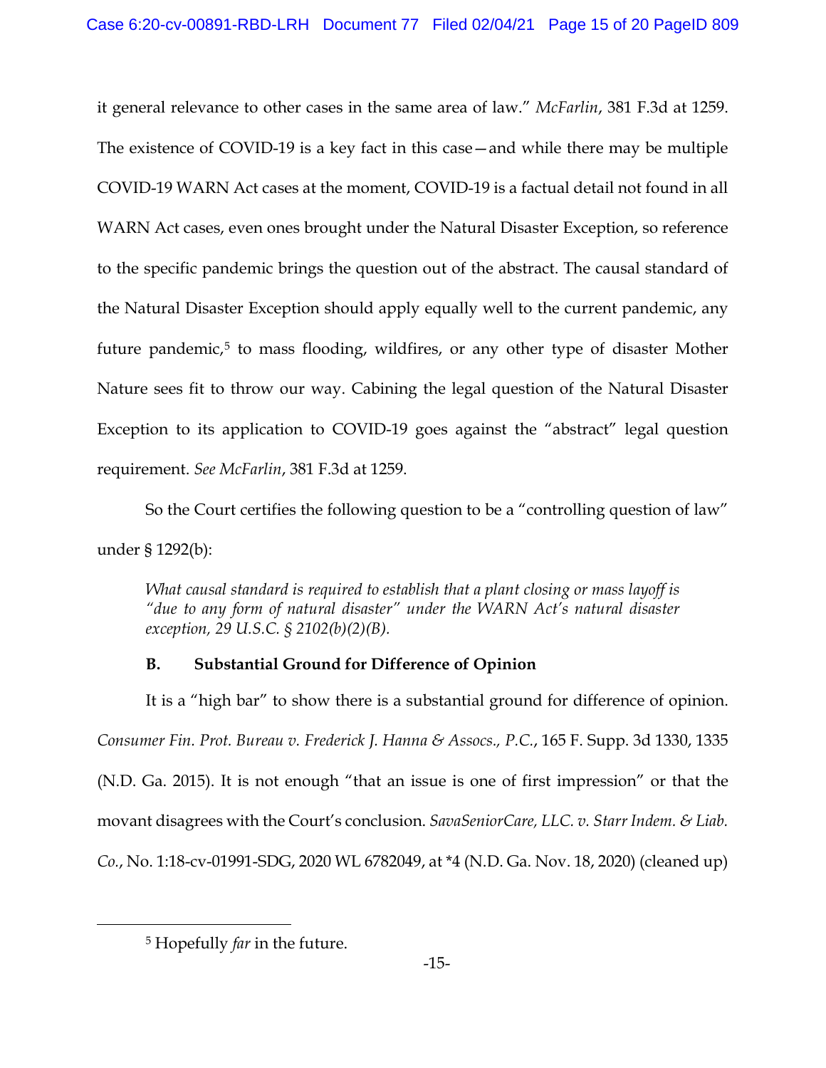it general relevance to other cases in the same area of law." *McFarlin*, 381 F.3d at 1259. The existence of COVID-19 is a key fact in this case—and while there may be multiple COVID-19 WARN Act cases at the moment, COVID-19 is a factual detail not found in all WARN Act cases, even ones brought under the Natural Disaster Exception, so reference to the specific pandemic brings the question out of the abstract. The causal standard of the Natural Disaster Exception should apply equally well to the current pandemic, any future pandemic,[5] to mass flooding, wildfires, or any other type of disaster Mother Nature sees fit to throw our way. Cabining the legal question of the Natural Disaster Exception to its application to COVID-19 goes against the "abstract" legal question requirement. *See McFarlin*, 381 F.3d at 1259.

So the Court certifies the following question to be a "controlling question of law" under § 1292(b):

> *What causal standard is required to establish that a plant closing or mass layoff is "due to any form of natural disaster" under the WARN Act's natural disaster exception, 29 U.S.C. § 2102(b)(2)(B).*

### B. Substantial Ground for Difference of Opinion

It is a "high bar" to show there is a substantial ground for difference of opinion. *Consumer Fin. Prot. Bureau v. Frederick J. Hanna & Assocs., P.C.*, 165 F. Supp. 3d 1330, 1335 (N.D. Ga. 2015). It is not enough "that an issue is one of first impression" or that the movant disagrees with the Court's conclusion. *SavaSeniorCare, LLC. v. Starr Indem. & Liab. Co.*, No. 1:18-cv-01991-SDG, 2020 WL 6782049, at *4 (N.D. Ga. Nov. 18, 2020) (cleaned up)

---

[5] Hopefully *far* in the future.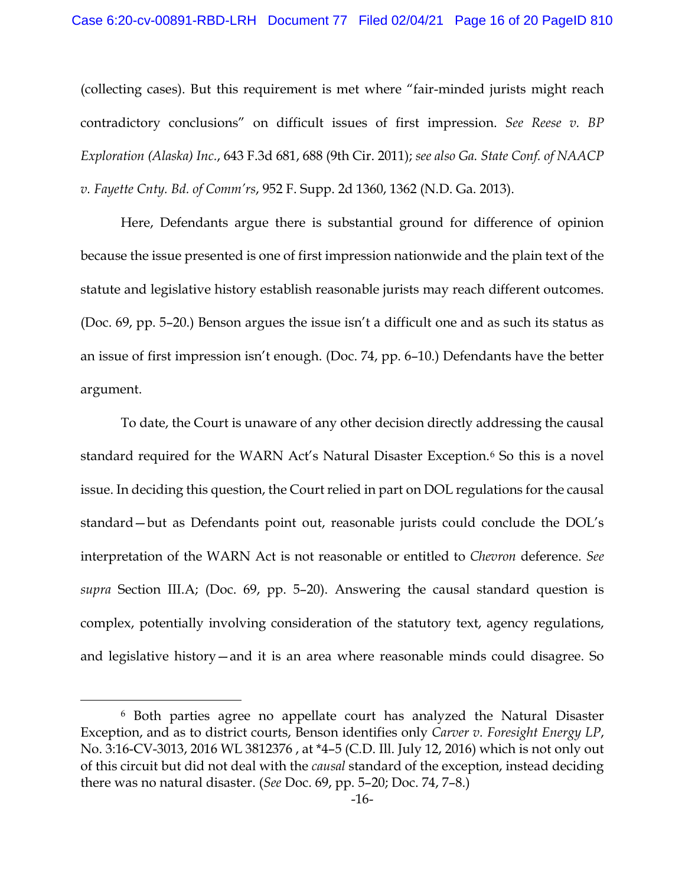(collecting cases). But this requirement is met where "fair-minded jurists might reach contradictory conclusions" on difficult issues of first impression. *See Reese v. BP Exploration (Alaska) Inc.*, 643 F.3d 681, 688 (9th Cir. 2011); *see also Ga. State Conf. of NAACP v. Fayette Cnty. Bd. of Comm'rs*, 952 F. Supp. 2d 1360, 1362 (N.D. Ga. 2013).

Here, Defendants argue there is substantial ground for difference of opinion because the issue presented is one of first impression nationwide and the plain text of the statute and legislative history establish reasonable jurists may reach different outcomes. (Doc. 69, pp. 5–20.) Benson argues the issue isn't a difficult one and as such its status as an issue of first impression isn't enough. (Doc. 74, pp. 6–10.) Defendants have the better argument.

To date, the Court is unaware of any other decision directly addressing the causal standard required for the WARN Act's Natural Disaster Exception.[6] So this is a novel issue. In deciding this question, the Court relied in part on DOL regulations for the causal standard—but as Defendants point out, reasonable jurists could conclude the DOL's interpretation of the WARN Act is not reasonable or entitled to *Chevron* deference. *See supra* Section III.A; (Doc. 69, pp. 5–20). Answering the causal standard question is complex, potentially involving consideration of the statutory text, agency regulations, and legislative history—and it is an area where reasonable minds could disagree. So

[6] Both parties agree no appellate court has analyzed the Natural Disaster Exception, and as to district courts, Benson identifies only *Carver v. Foresight Energy LP*, No. 3:16-CV-3013, 2016 WL 3812376 , at *4–5 (C.D. Ill. July 12, 2016) which is not only out of this circuit but did not deal with the *causal* standard of the exception, instead deciding there was no natural disaster. (*See* Doc. 69, pp. 5–20; Doc. 74, 7–8.)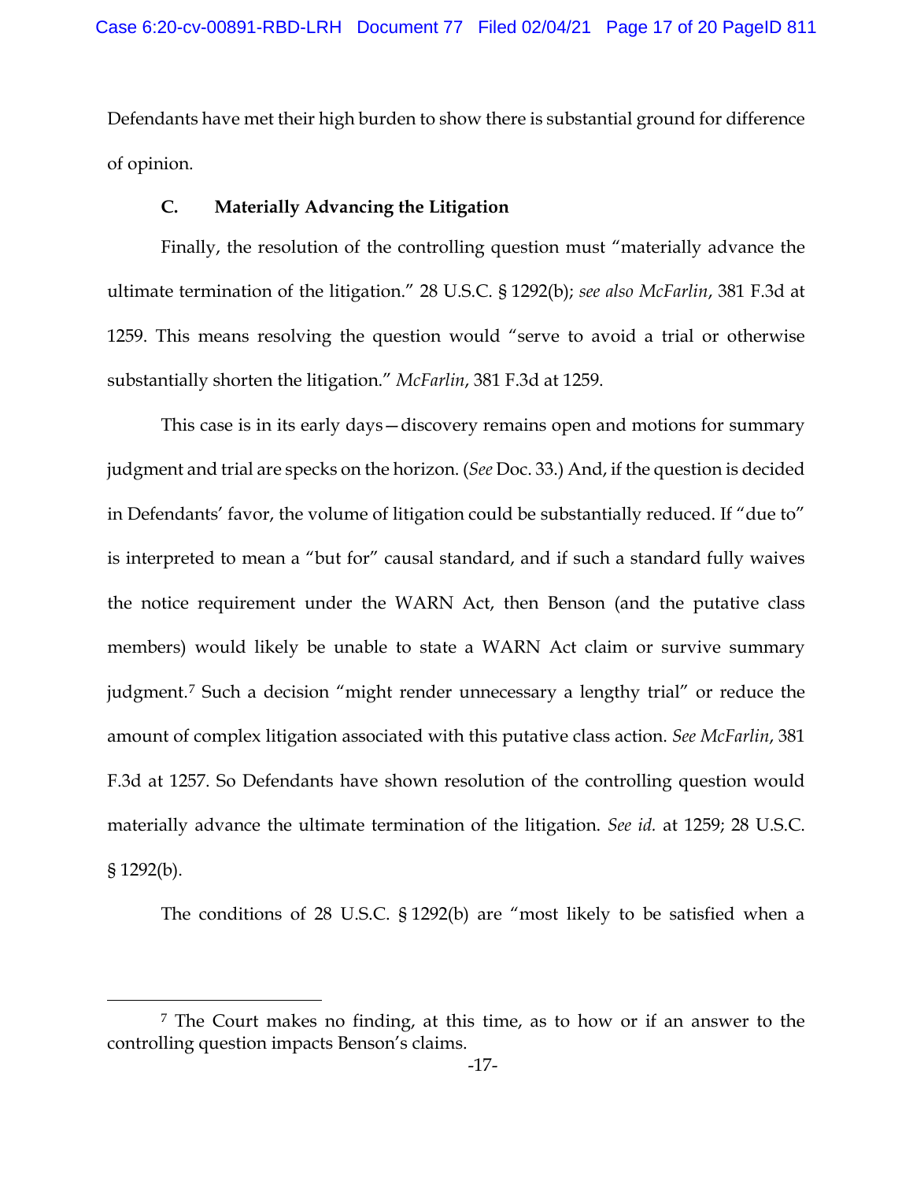Defendants have met their high burden to show there is substantial ground for difference of opinion.

### C. Materially Advancing the Litigation

Finally, the resolution of the controlling question must "materially advance the ultimate termination of the litigation." 28 U.S.C. § 1292(b); *see also McFarlin*, 381 F.3d at 1259. This means resolving the question would "serve to avoid a trial or otherwise substantially shorten the litigation." *McFarlin*, 381 F.3d at 1259.

This case is in its early days—discovery remains open and motions for summary judgment and trial are specks on the horizon. (*See* Doc. 33.) And, if the question is decided in Defendants' favor, the volume of litigation could be substantially reduced. If "due to" is interpreted to mean a "but for" causal standard, and if such a standard fully waives the notice requirement under the WARN Act, then Benson (and the putative class members) would likely be unable to state a WARN Act claim or survive summary judgment.[7] Such a decision "might render unnecessary a lengthy trial" or reduce the amount of complex litigation associated with this putative class action. *See McFarlin*, 381 F.3d at 1257. So Defendants have shown resolution of the controlling question would materially advance the ultimate termination of the litigation. *See id.* at 1259; 28 U.S.C. § 1292(b).

The conditions of 28 U.S.C. § 1292(b) are "most likely to be satisfied when a

[7] The Court makes no finding, at this time, as to how or if an answer to the controlling question impacts Benson's claims.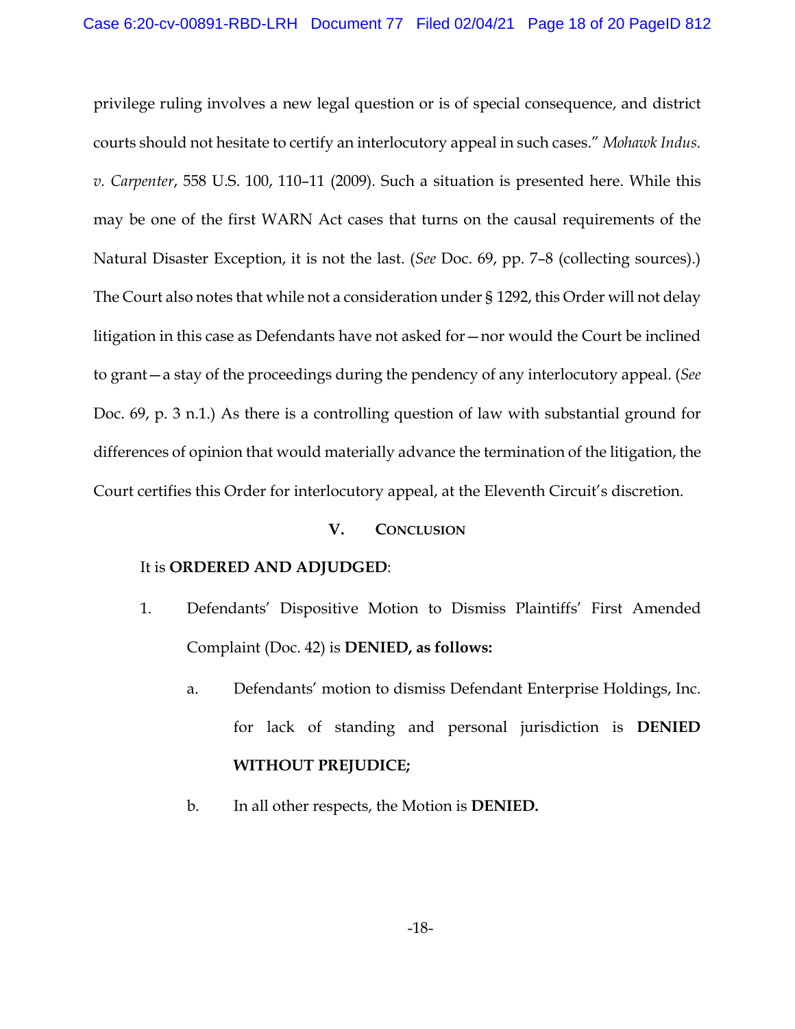privilege ruling involves a new legal question or is of special consequence, and district courts should not hesitate to certify an interlocutory appeal in such cases." *Mohawk Indus. v. Carpenter*, 558 U.S. 100, 110–11 (2009). Such a situation is presented here. While this may be one of the first WARN Act cases that turns on the causal requirements of the Natural Disaster Exception, it is not the last. (*See* Doc. 69, pp. 7–8 (collecting sources).) The Court also notes that while not a consideration under § 1292, this Order will not delay litigation in this case as Defendants have not asked for—nor would the Court be inclined to grant—a stay of the proceedings during the pendency of any interlocutory appeal. (*See* Doc. 69, p. 3 n.1.) As there is a controlling question of law with substantial ground for differences of opinion that would materially advance the termination of the litigation, the Court certifies this Order for interlocutory appeal, at the Eleventh Circuit's discretion.

## V. CONCLUSION

It is **ORDERED AND ADJUDGED**:

1. Defendants' Dispositive Motion to Dismiss Plaintiffs' First Amended Complaint (Doc. 42) is **DENIED, as follows:**

   a. Defendants' motion to dismiss Defendant Enterprise Holdings, Inc. for lack of standing and personal jurisdiction is **DENIED WITHOUT PREJUDICE;**

   b. In all other respects, the Motion is **DENIED.**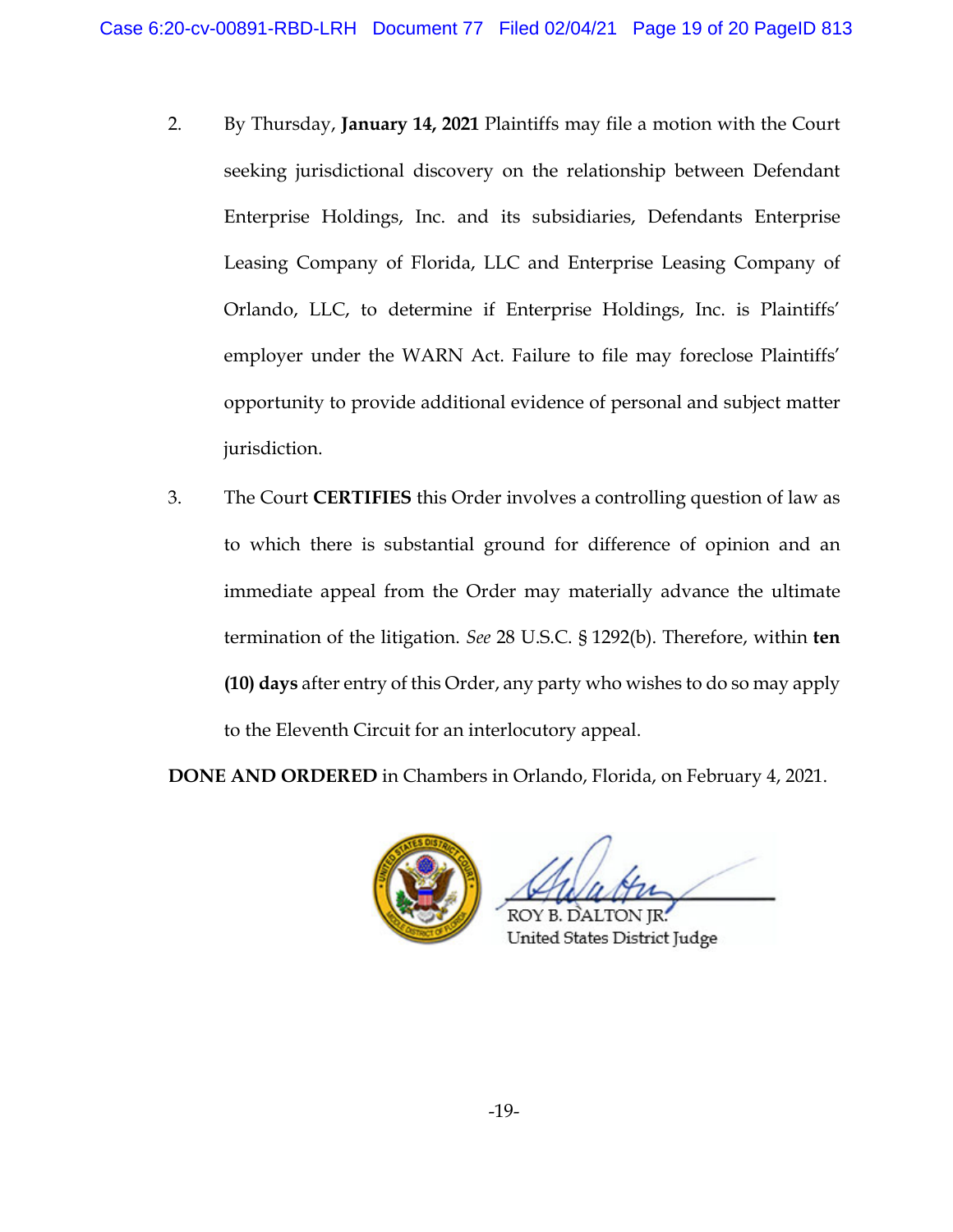2. By Thursday, **January 14, 2021** Plaintiffs may file a motion with the Court seeking jurisdictional discovery on the relationship between Defendant Enterprise Holdings, Inc. and its subsidiaries, Defendants Enterprise Leasing Company of Florida, LLC and Enterprise Leasing Company of Orlando, LLC, to determine if Enterprise Holdings, Inc. is Plaintiffs' employer under the WARN Act. Failure to file may foreclose Plaintiffs' opportunity to provide additional evidence of personal and subject matter jurisdiction.

3. The Court **CERTIFIES** this Order involves a controlling question of law as to which there is substantial ground for difference of opinion and an immediate appeal from the Order may materially advance the ultimate termination of the litigation. *See* 28 U.S.C. § 1292(b). Therefore, within **ten (10) days** after entry of this Order, any party who wishes to do so may apply to the Eleventh Circuit for an interlocutory appeal.

**DONE AND ORDERED** in Chambers in Orlando, Florida, on February 4, 2021.

ROY B. DALTON JR.
United States District Judge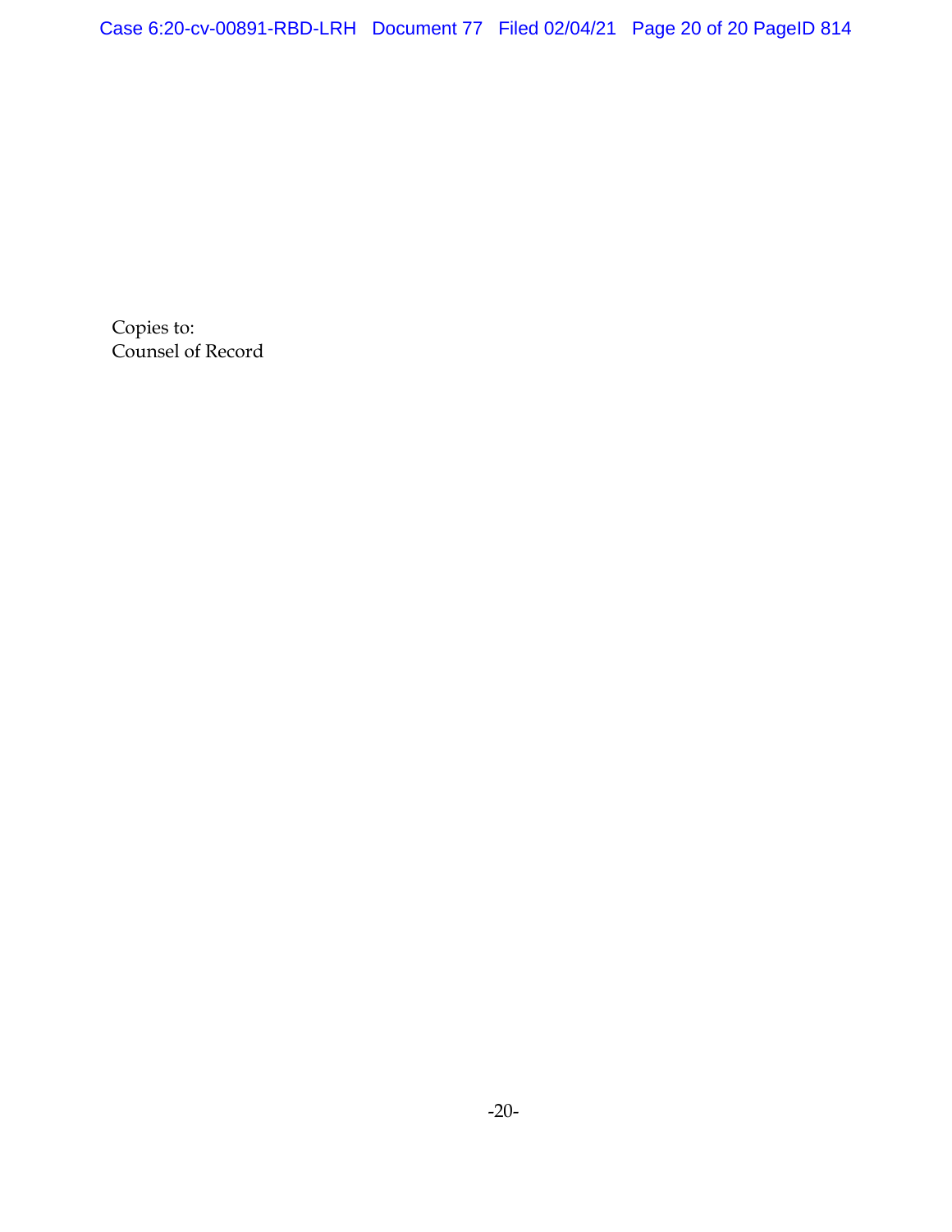Copies to:
Counsel of Record